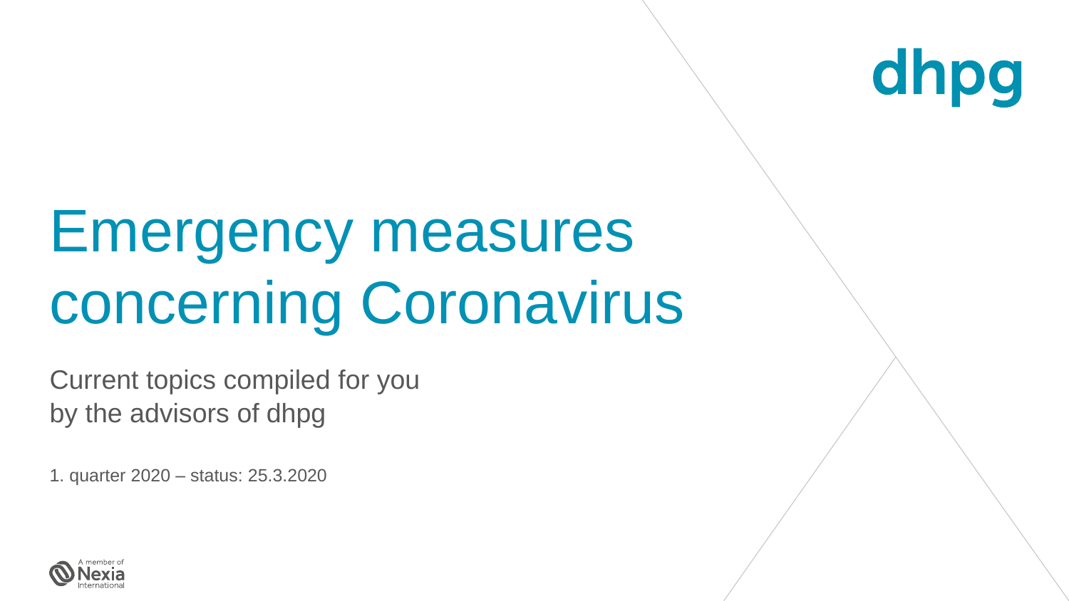dhpg

# Emergency measures concerning Coronavirus

Current topics compiled for you
by the advisors of dhpg

1. quarter 2020 – status: 25.3.2020

A member of Nexia International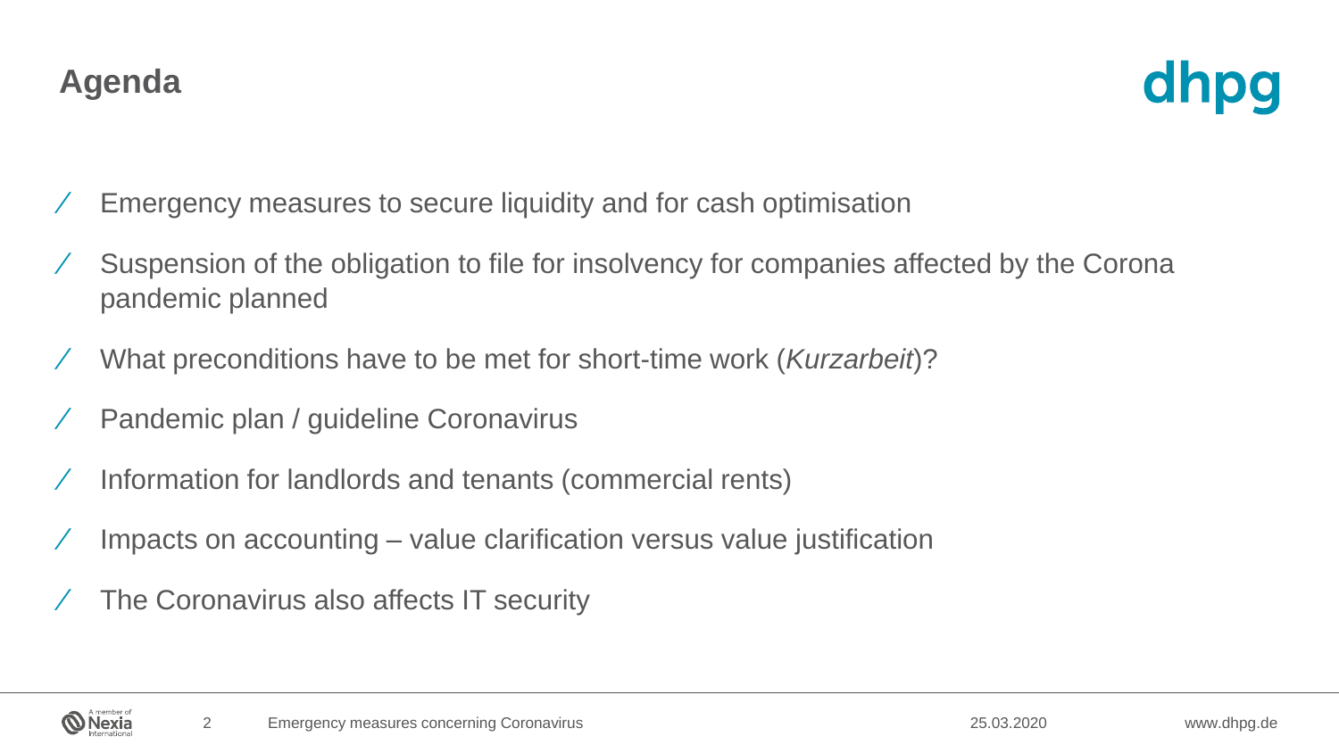## Agenda

- Emergency measures to secure liquidity and for cash optimisation
- Suspension of the obligation to file for insolvency for companies affected by the Corona pandemic planned
- What preconditions have to be met for short-time work (*Kurzarbeit*)?
- Pandemic plan / guideline Coronavirus
- Information for landlords and tenants (commercial rents)
- Impacts on accounting – value clarification versus value justification
- The Coronavirus also affects IT security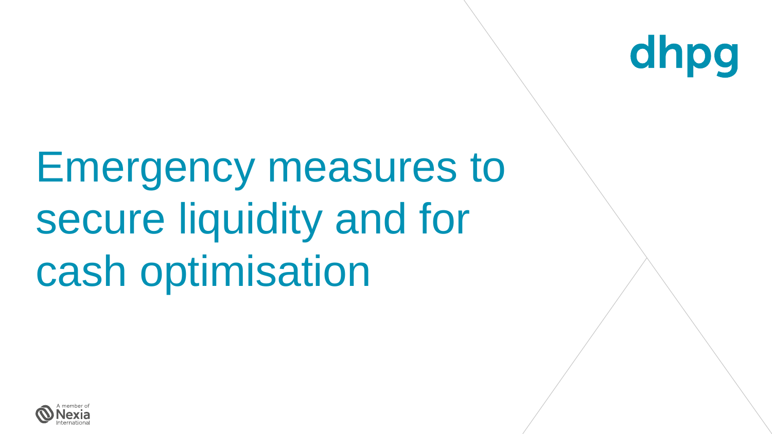# Emergency measures to secure liquidity and for cash optimisation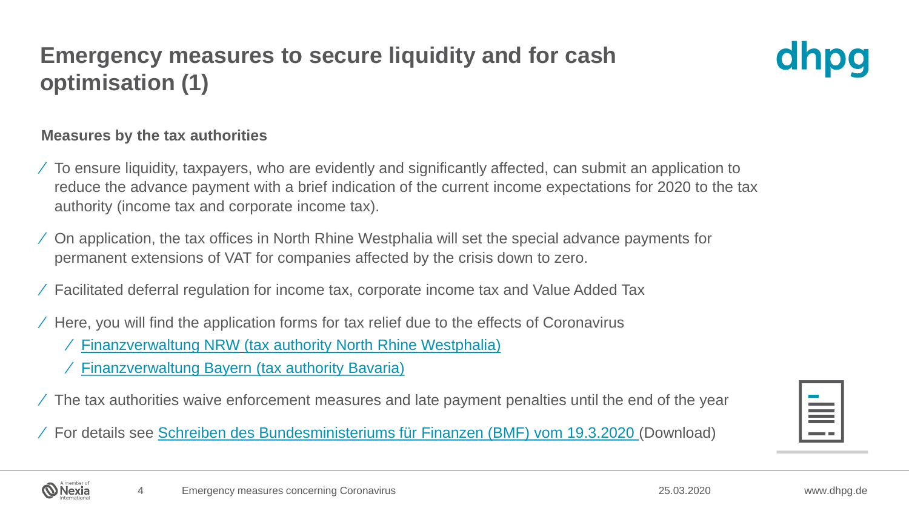# Emergency measures to secure liquidity and for cash optimisation (1)

**Measures by the tax authorities**

- To ensure liquidity, taxpayers, who are evidently and significantly affected, can submit an application to reduce the advance payment with a brief indication of the current income expectations for 2020 to the tax authority (income tax and corporate income tax).
- On application, the tax offices in North Rhine Westphalia will set the special advance payments for permanent extensions of VAT for companies affected by the crisis down to zero.
- Facilitated deferral regulation for income tax, corporate income tax and Value Added Tax
- Here, you will find the application forms for tax relief due to the effects of Coronavirus
  - Finanzverwaltung NRW (tax authority North Rhine Westphalia)
  - Finanzverwaltung Bayern (tax authority Bavaria)
- The tax authorities waive enforcement measures and late payment penalties until the end of the year
- For details see Schreiben des Bundesministeriums für Finanzen (BMF) vom 19.3.2020 (Download)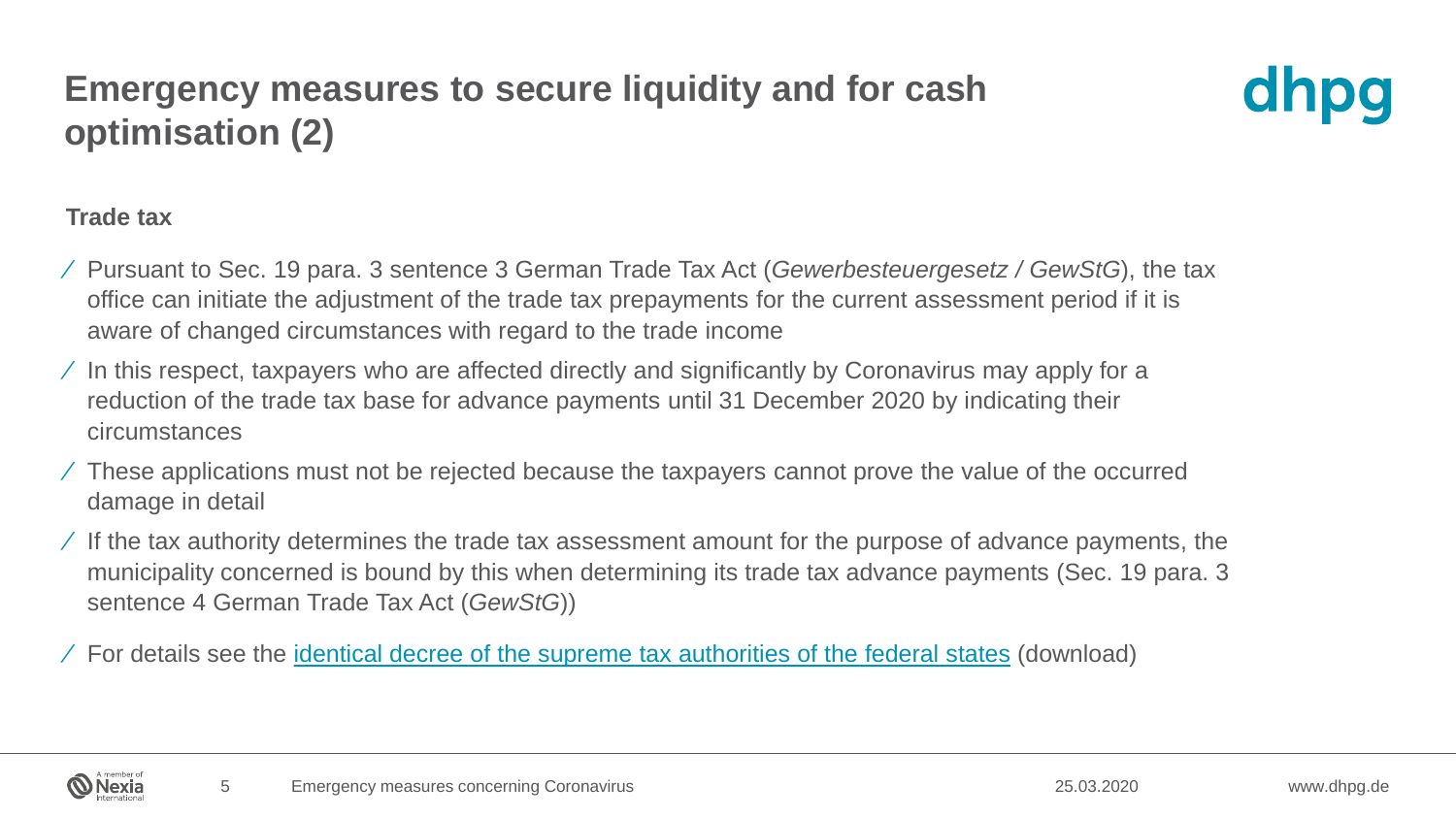# Emergency measures to secure liquidity and for cash optimisation (2)

**Trade tax**

- Pursuant to Sec. 19 para. 3 sentence 3 German Trade Tax Act (*Gewerbesteuergesetz / GewStG*), the tax office can initiate the adjustment of the trade tax prepayments for the current assessment period if it is aware of changed circumstances with regard to the trade income
- In this respect, taxpayers who are affected directly and significantly by Coronavirus may apply for a reduction of the trade tax base for advance payments until 31 December 2020 by indicating their circumstances
- These applications must not be rejected because the taxpayers cannot prove the value of the occurred damage in detail
- If the tax authority determines the trade tax assessment amount for the purpose of advance payments, the municipality concerned is bound by this when determining its trade tax advance payments (Sec. 19 para. 3 sentence 4 German Trade Tax Act (*GewStG*))
- For details see the identical decree of the supreme tax authorities of the federal states (download)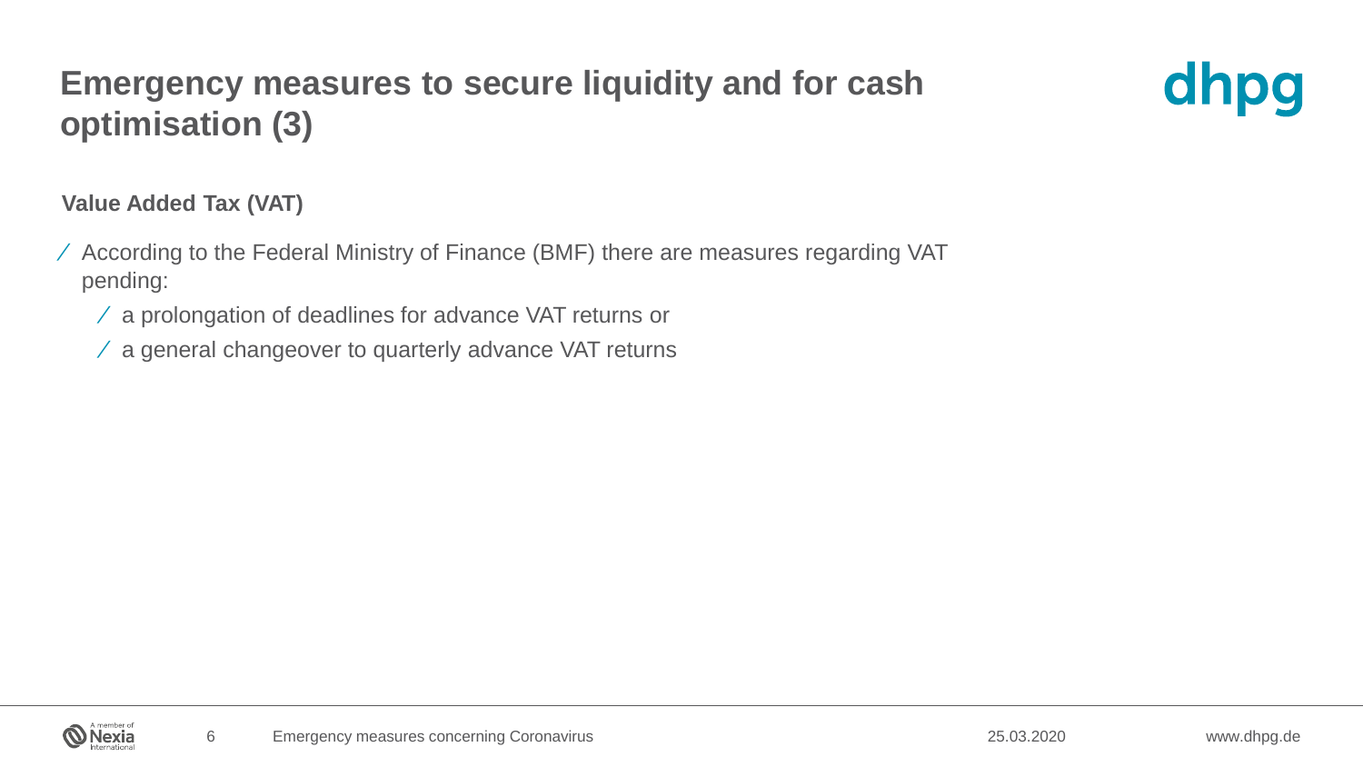# Emergency measures to secure liquidity and for cash optimisation (3)

**Value Added Tax (VAT)**

- According to the Federal Ministry of Finance (BMF) there are measures regarding VAT pending:
  - a prolongation of deadlines for advance VAT returns or
  - a general changeover to quarterly advance VAT returns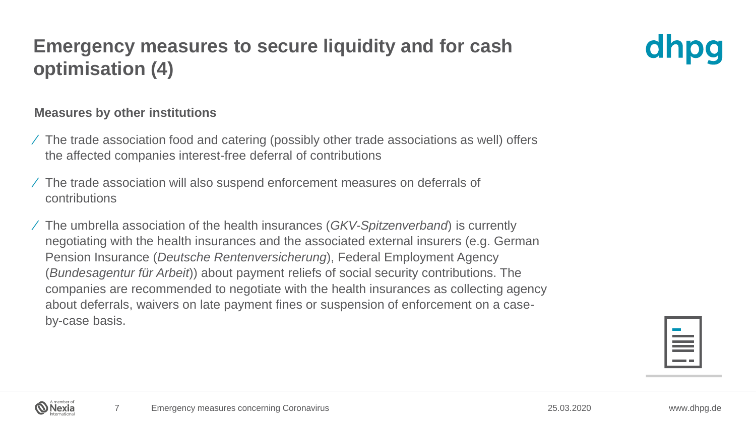# Emergency measures to secure liquidity and for cash optimisation (4)

**Measures by other institutions**

- The trade association food and catering (possibly other trade associations as well) offers the affected companies interest-free deferral of contributions
- The trade association will also suspend enforcement measures on deferrals of contributions
- The umbrella association of the health insurances (*GKV-Spitzenverband*) is currently negotiating with the health insurances and the associated external insurers (e.g. German Pension Insurance (*Deutsche Rentenversicherung*), Federal Employment Agency (*Bundesagentur für Arbeit*)) about payment reliefs of social security contributions. The companies are recommended to negotiate with the health insurances as collecting agency about deferrals, waivers on late payment fines or suspension of enforcement on a case-by-case basis.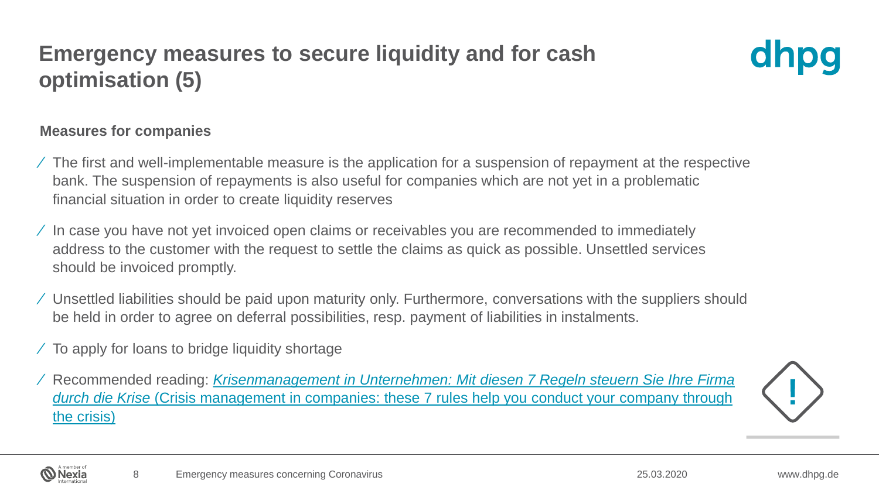# Emergency measures to secure liquidity and for cash optimisation (5)

**Measures for companies**

- The first and well-implementable measure is the application for a suspension of repayment at the respective bank. The suspension of repayments is also useful for companies which are not yet in a problematic financial situation in order to create liquidity reserves
- In case you have not yet invoiced open claims or receivables you are recommended to immediately address to the customer with the request to settle the claims as quick as possible. Unsettled services should be invoiced promptly.
- Unsettled liabilities should be paid upon maturity only. Furthermore, conversations with the suppliers should be held in order to agree on deferral possibilities, resp. payment of liabilities in instalments.
- To apply for loans to bridge liquidity shortage
- Recommended reading: *Krisenmanagement in Unternehmen: Mit diesen 7 Regeln steuern Sie Ihre Firma durch die Krise* (Crisis management in companies: these 7 rules help you conduct your company through the crisis)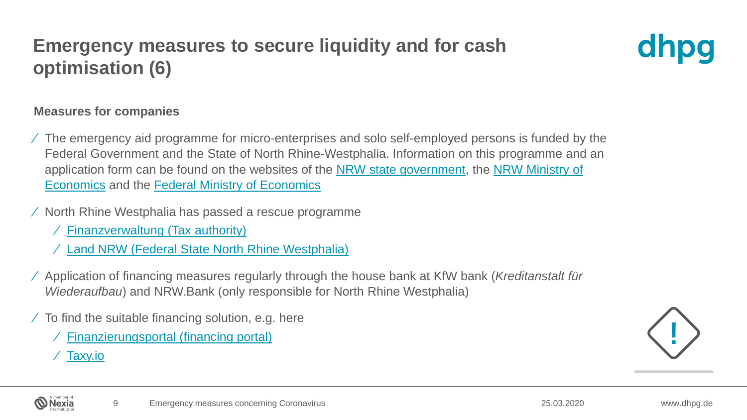# Emergency measures to secure liquidity and for cash optimisation (6)

**Measures for companies**

- The emergency aid programme for micro-enterprises and solo self-employed persons is funded by the Federal Government and the State of North Rhine-Westphalia. Information on this programme and an application form can be found on the websites of the NRW state government, the NRW Ministry of Economics and the Federal Ministry of Economics
- North Rhine Westphalia has passed a rescue programme
  - Finanzverwaltung (Tax authority)
  - Land NRW (Federal State North Rhine Westphalia)
- Application of financing measures regularly through the house bank at KfW bank (*Kreditanstalt für Wiederaufbau*) and NRW.Bank (only responsible for North Rhine Westphalia)
- To find the suitable financing solution, e.g. here
  - Finanzierungsportal (financing portal)
  - Taxy.io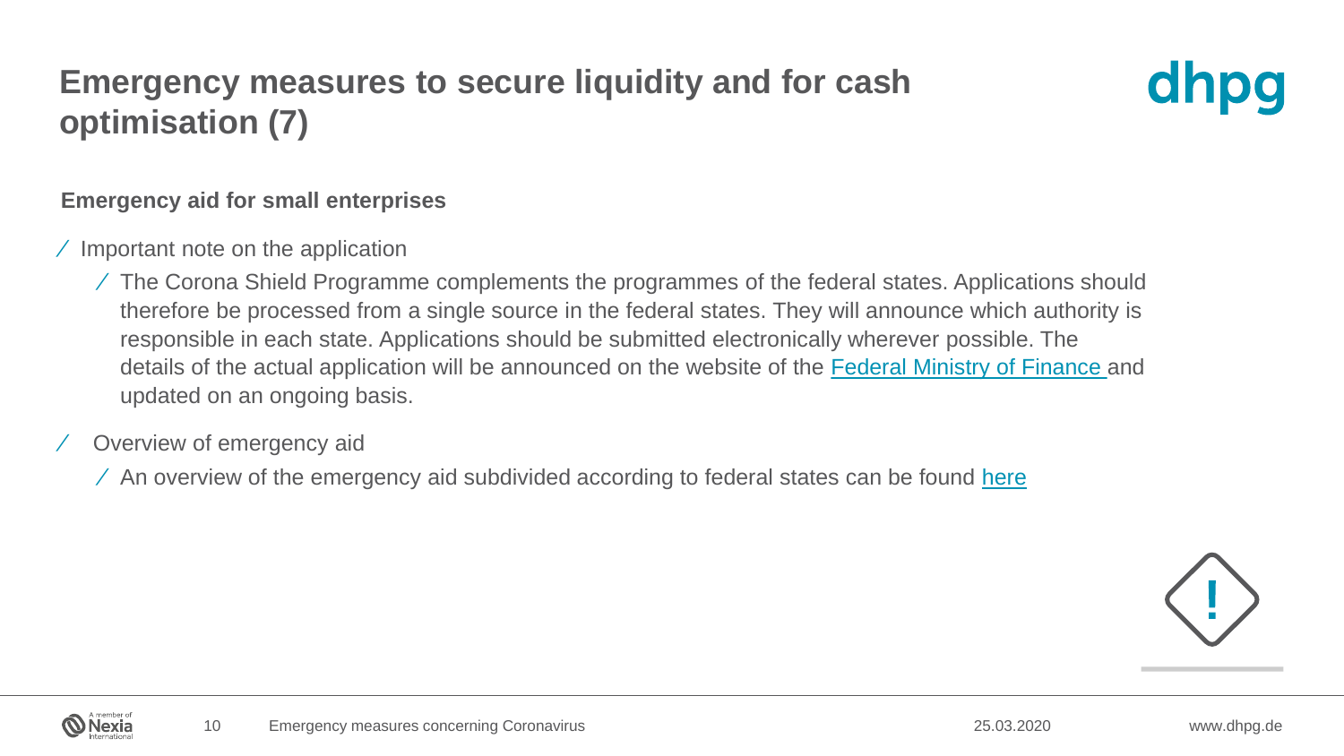# Emergency measures to secure liquidity and for cash optimisation (7)

**Emergency aid for small enterprises**

- Important note on the application
  - The Corona Shield Programme complements the programmes of the federal states. Applications should therefore be processed from a single source in the federal states. They will announce which authority is responsible in each state. Applications should be submitted electronically wherever possible. The details of the actual application will be announced on the website of the Federal Ministry of Finance and updated on an ongoing basis.
- Overview of emergency aid
  - An overview of the emergency aid subdivided according to federal states can be found here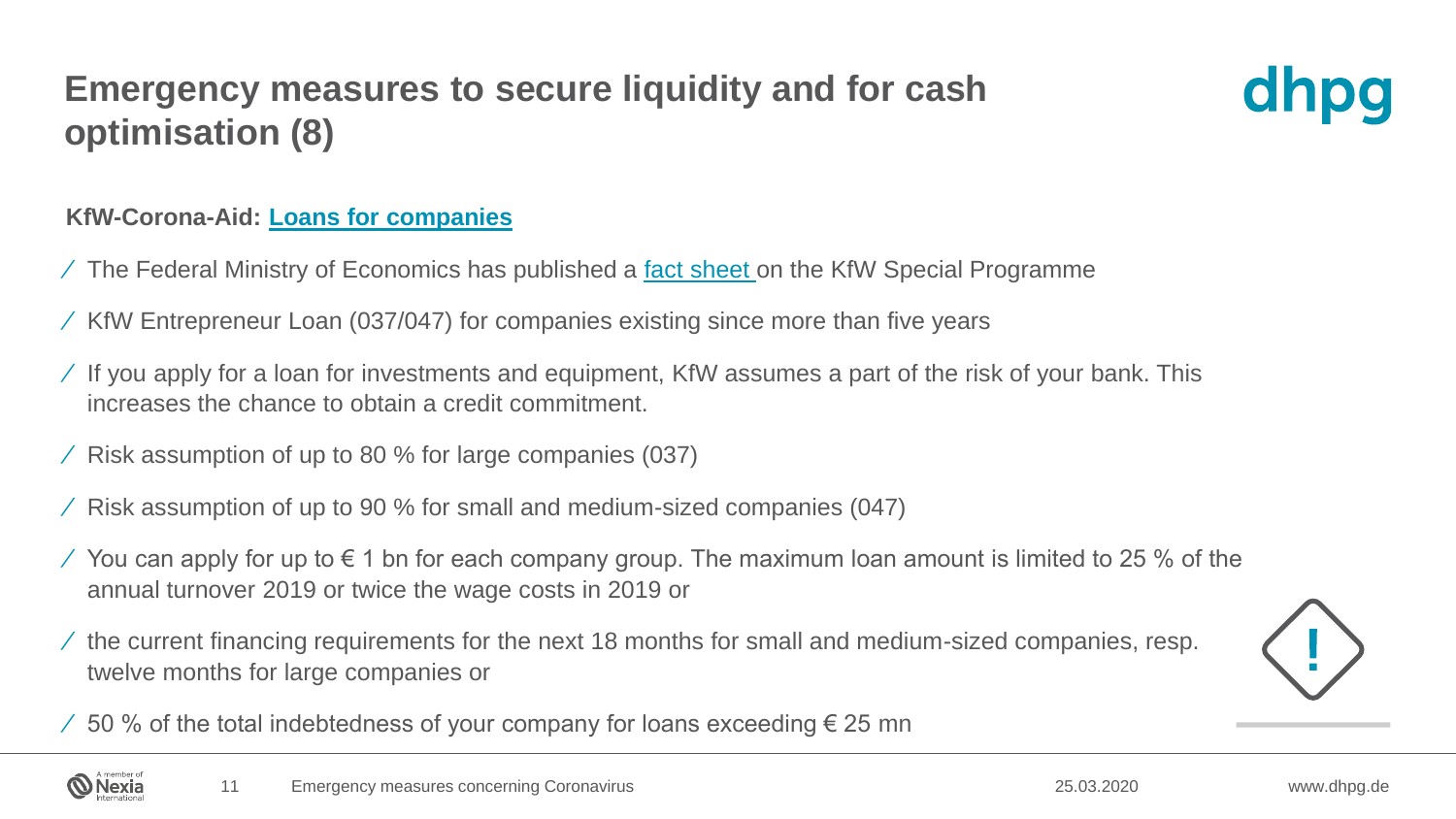# Emergency measures to secure liquidity and for cash optimisation (8)

**KfW-Corona-Aid: Loans for companies**

- The Federal Ministry of Economics has published a fact sheet on the KfW Special Programme
- KfW Entrepreneur Loan (037/047) for companies existing since more than five years
- If you apply for a loan for investments and equipment, KfW assumes a part of the risk of your bank. This increases the chance to obtain a credit commitment.
- Risk assumption of up to 80 % for large companies (037)
- Risk assumption of up to 90 % for small and medium-sized companies (047)
- You can apply for up to € 1 bn for each company group. The maximum loan amount is limited to 25 % of the annual turnover 2019 or twice the wage costs in 2019 or
- the current financing requirements for the next 18 months for small and medium-sized companies, resp. twelve months for large companies or
- 50 % of the total indebtedness of your company for loans exceeding € 25 mn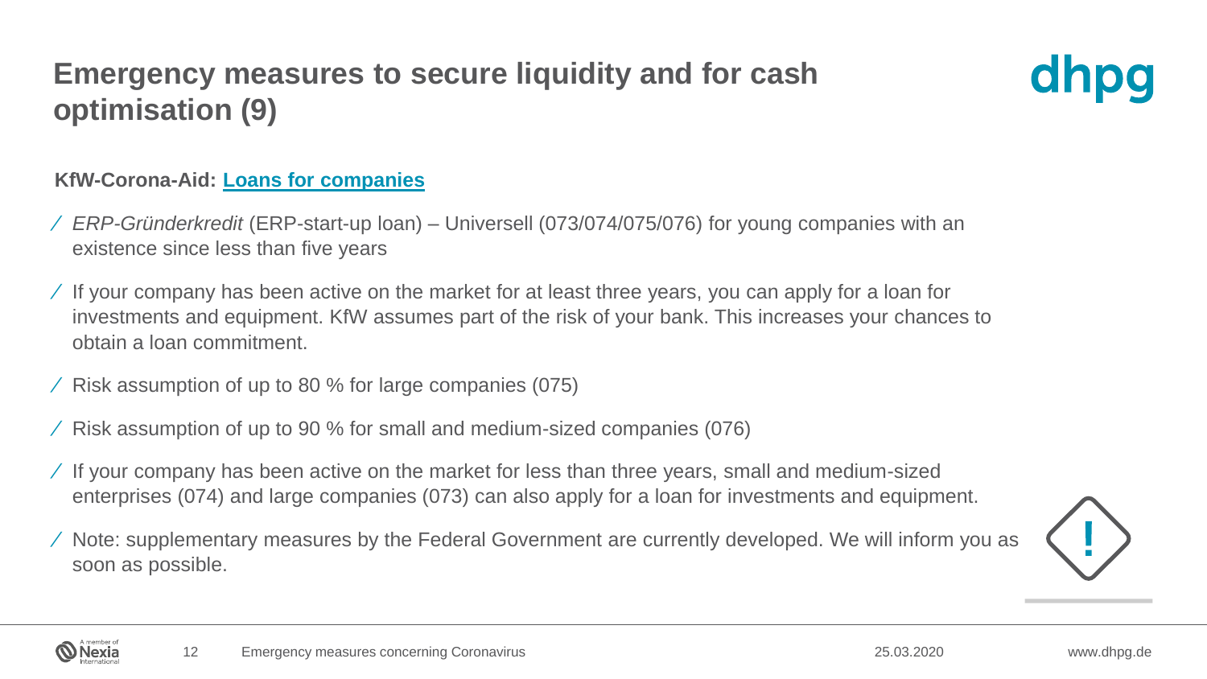# Emergency measures to secure liquidity and for cash optimisation (9)

**KfW-Corona-Aid: Loans for companies**

- *ERP-Gründerkredit* (ERP-start-up loan) – Universell (073/074/075/076) for young companies with an existence since less than five years
- If your company has been active on the market for at least three years, you can apply for a loan for investments and equipment. KfW assumes part of the risk of your bank. This increases your chances to obtain a loan commitment.
- Risk assumption of up to 80 % for large companies (075)
- Risk assumption of up to 90 % for small and medium-sized companies (076)
- If your company has been active on the market for less than three years, small and medium-sized enterprises (074) and large companies (073) can also apply for a loan for investments and equipment.
- Note: supplementary measures by the Federal Government are currently developed. We will inform you as soon as possible.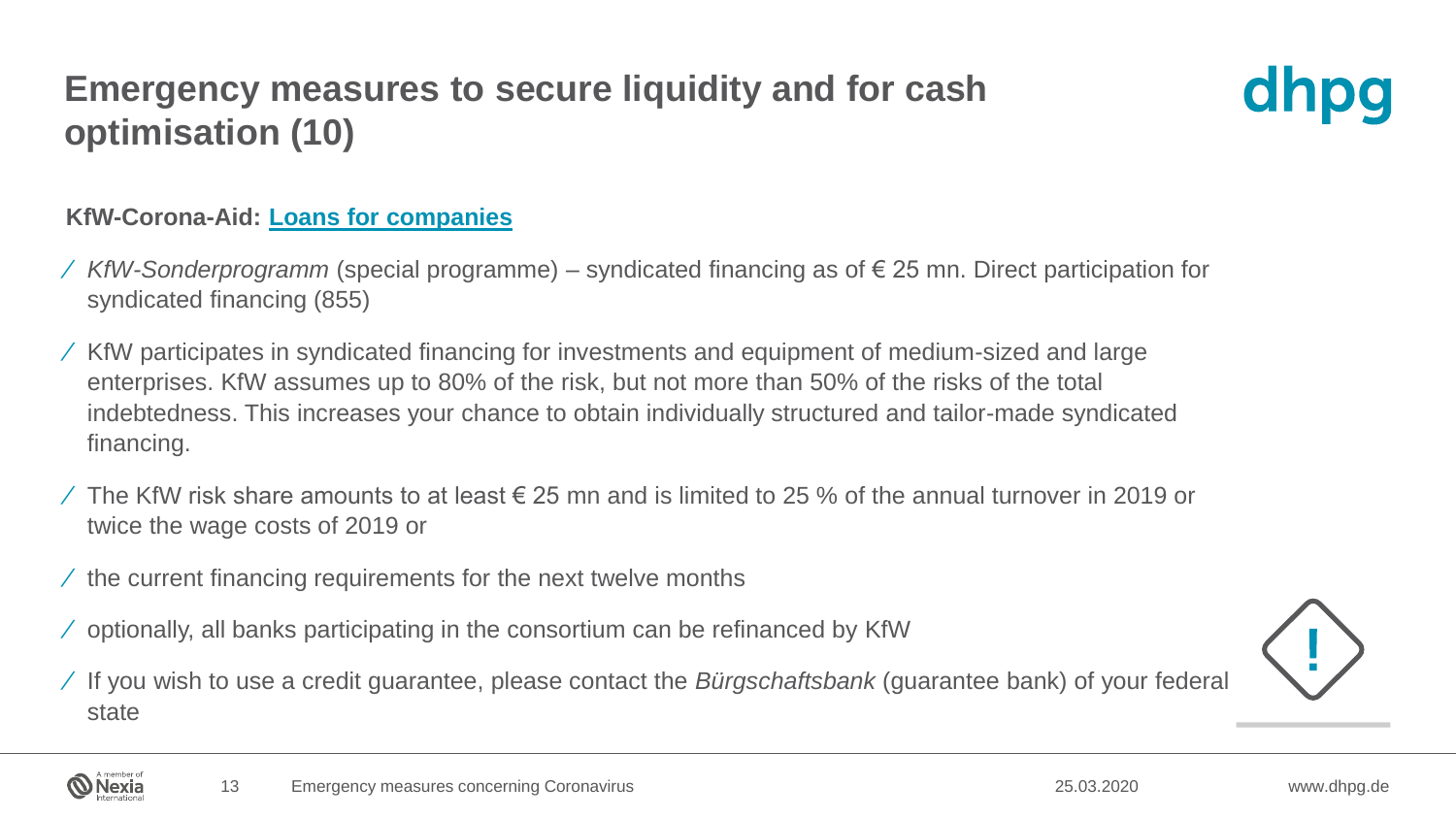# Emergency measures to secure liquidity and for cash optimisation (10)

**KfW-Corona-Aid: Loans for companies**

- *KfW-Sonderprogramm* (special programme) – syndicated financing as of € 25 mn. Direct participation for syndicated financing (855)
- KfW participates in syndicated financing for investments and equipment of medium-sized and large enterprises. KfW assumes up to 80% of the risk, but not more than 50% of the risks of the total indebtedness. This increases your chance to obtain individually structured and tailor-made syndicated financing.
- The KfW risk share amounts to at least € 25 mn and is limited to 25 % of the annual turnover in 2019 or twice the wage costs of 2019 or
- the current financing requirements for the next twelve months
- optionally, all banks participating in the consortium can be refinanced by KfW
- If you wish to use a credit guarantee, please contact the *Bürgschaftsbank* (guarantee bank) of your federal state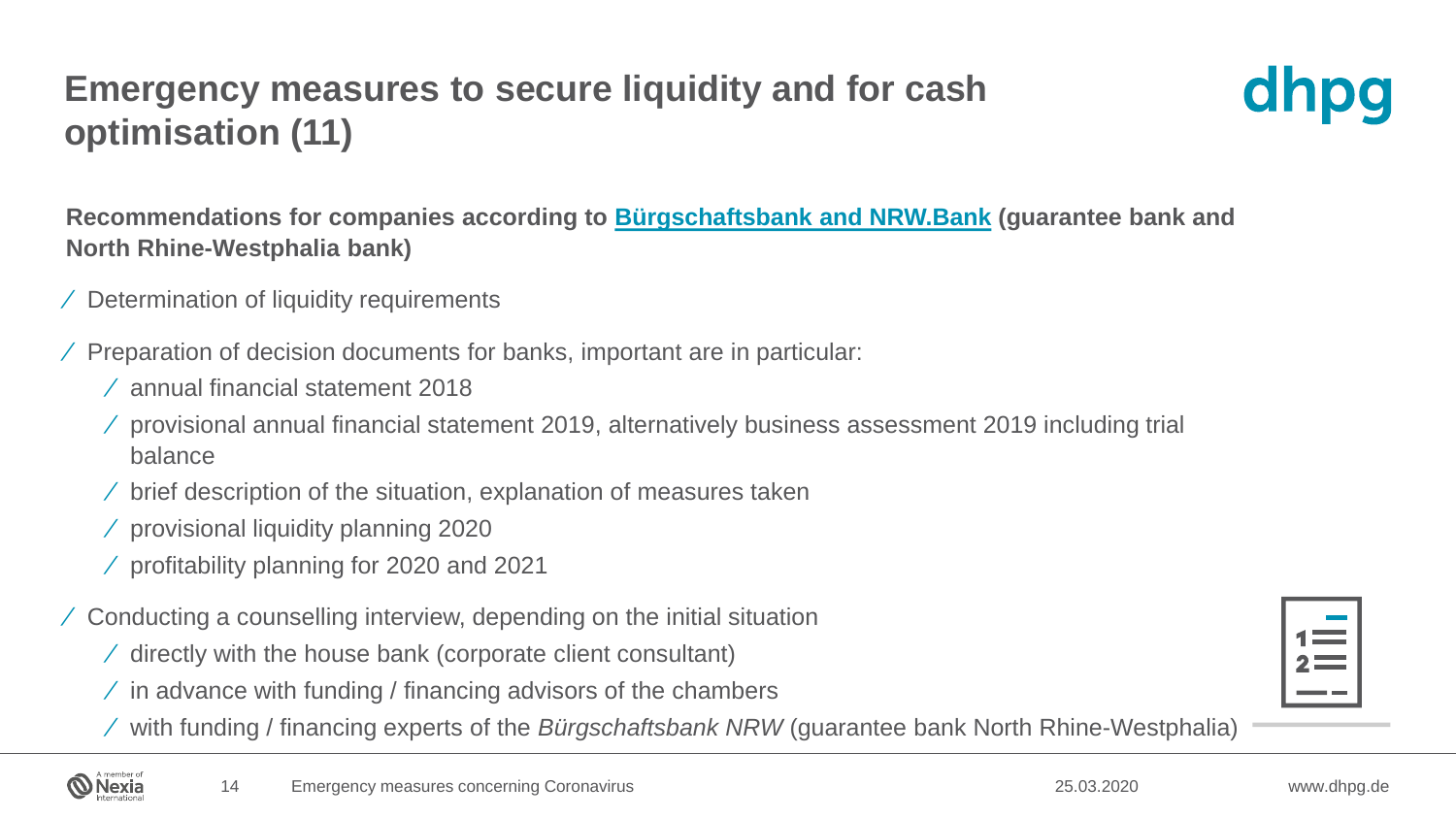# Emergency measures to secure liquidity and for cash optimisation (11)

**Recommendations for companies according to Bürgschaftsbank and NRW.Bank (guarantee bank and North Rhine-Westphalia bank)**

- Determination of liquidity requirements
- Preparation of decision documents for banks, important are in particular:
  - annual financial statement 2018
  - provisional annual financial statement 2019, alternatively business assessment 2019 including trial balance
  - brief description of the situation, explanation of measures taken
  - provisional liquidity planning 2020
  - profitability planning for 2020 and 2021
- Conducting a counselling interview, depending on the initial situation
  - directly with the house bank (corporate client consultant)
  - in advance with funding / financing advisors of the chambers
  - with funding / financing experts of the *Bürgschaftsbank NRW* (guarantee bank North Rhine-Westphalia)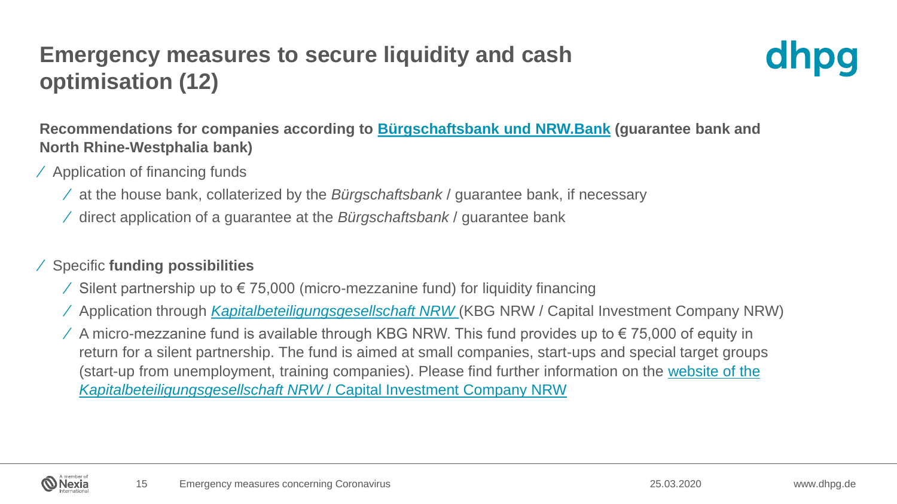# Emergency measures to secure liquidity and cash optimisation (12)

**Recommendations for companies according to Bürgschaftsbank und NRW.Bank (guarantee bank and North Rhine-Westphalia bank)**

- Application of financing funds
  - at the house bank, collaterized by the *Bürgschaftsbank* / guarantee bank, if necessary
  - direct application of a guarantee at the *Bürgschaftsbank* / guarantee bank

- Specific **funding possibilities**
  - Silent partnership up to € 75,000 (micro-mezzanine fund) for liquidity financing
  - Application through *Kapitalbeteiligungsgesellschaft NRW* (KBG NRW / Capital Investment Company NRW)
  - A micro-mezzanine fund is available through KBG NRW. This fund provides up to € 75,000 of equity in return for a silent partnership. The fund is aimed at small companies, start-ups and special target groups (start-up from unemployment, training companies). Please find further information on the website of the *Kapitalbeteiligungsgesellschaft NRW* / Capital Investment Company NRW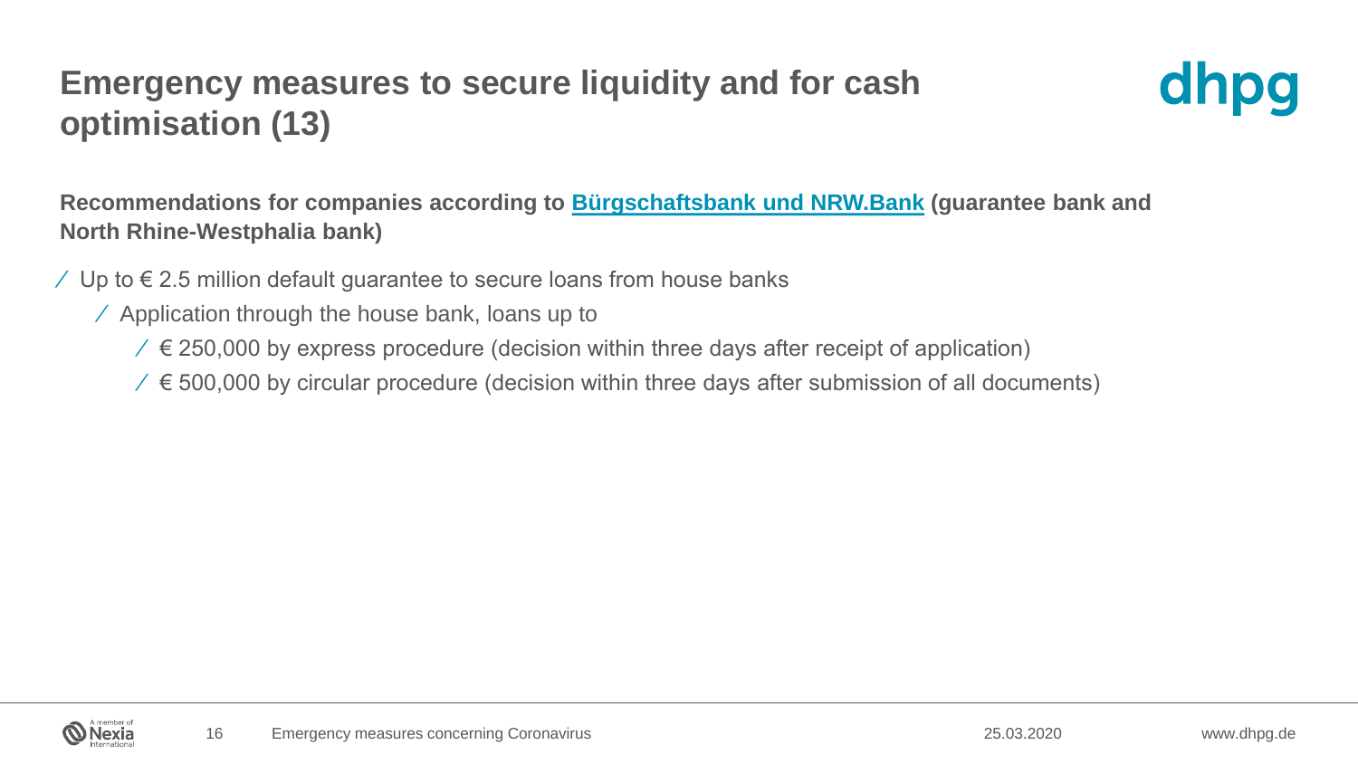# Emergency measures to secure liquidity and for cash optimisation (13)

**Recommendations for companies according to Bürgschaftsbank und NRW.Bank (guarantee bank and North Rhine-Westphalia bank)**

- Up to € 2.5 million default guarantee to secure loans from house banks
  - Application through the house bank, loans up to
    - € 250,000 by express procedure (decision within three days after receipt of application)
    - € 500,000 by circular procedure (decision within three days after submission of all documents)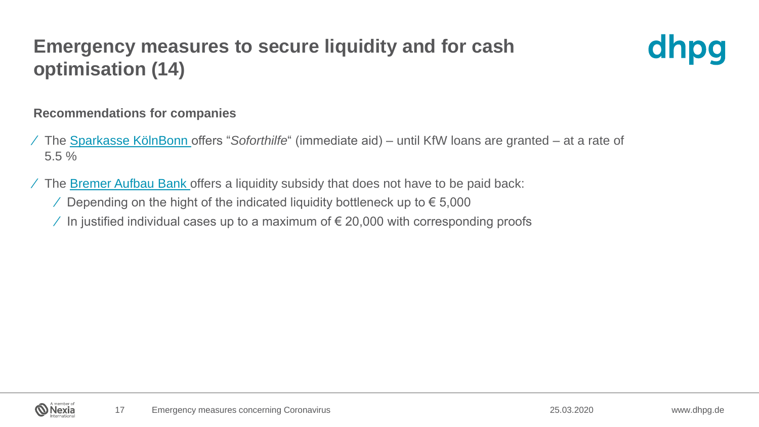# Emergency measures to secure liquidity and for cash optimisation (14)

**Recommendations for companies**

- The Sparkasse KölnBonn offers "*Soforthilfe*" (immediate aid) – until KfW loans are granted – at a rate of 5.5 %
- The Bremer Aufbau Bank offers a liquidity subsidy that does not have to be paid back:
  - Depending on the hight of the indicated liquidity bottleneck up to € 5,000
  - In justified individual cases up to a maximum of € 20,000 with corresponding proofs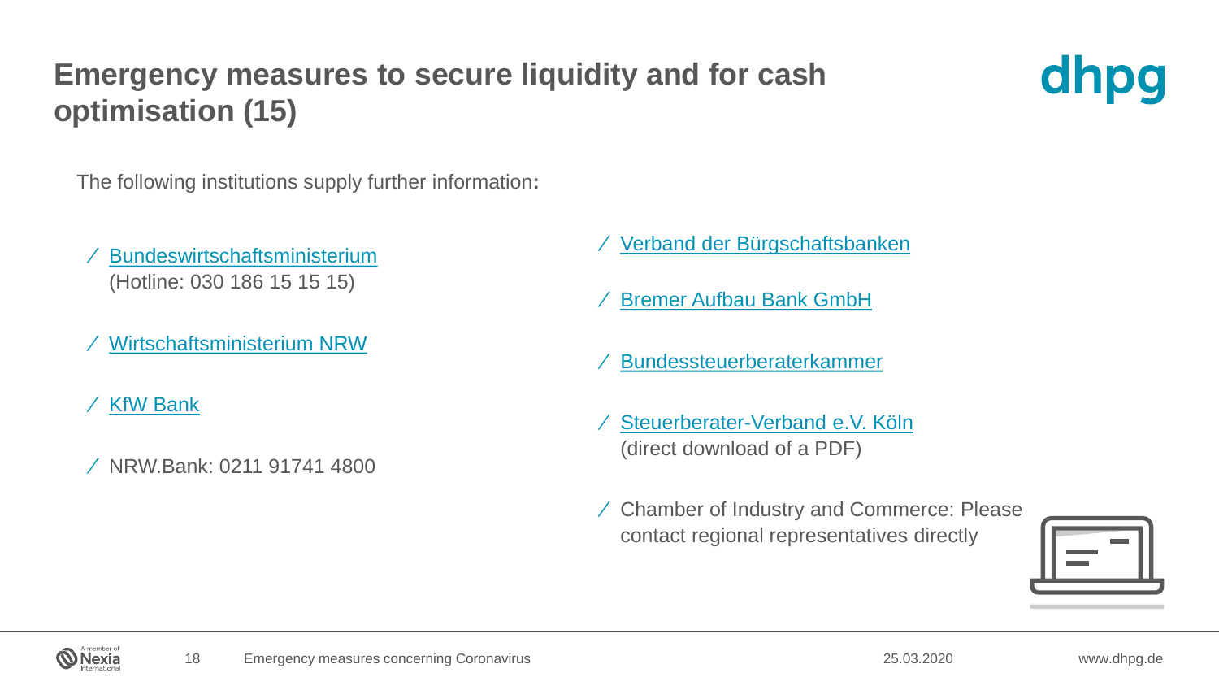# Emergency measures to secure liquidity and for cash optimisation (15)

The following institutions supply further information**:**

- Bundeswirtschaftsministerium (Hotline: 030 186 15 15 15)
- Wirtschaftsministerium NRW
- KfW Bank
- NRW.Bank: 0211 91741 4800
- Verband der Bürgschaftsbanken
- Bremer Aufbau Bank GmbH
- Bundessteuerberaterkammer
- Steuerberater-Verband e.V. Köln (direct download of a PDF)
- Chamber of Industry and Commerce: Please contact regional representatives directly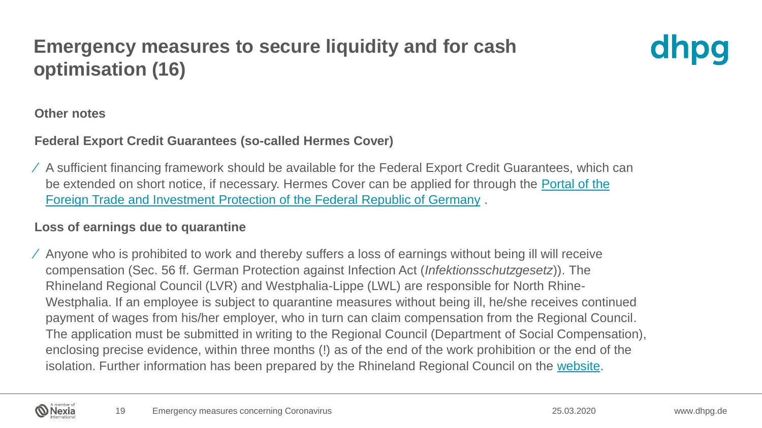# Emergency measures to secure liquidity and for cash optimisation (16)

**Other notes**

**Federal Export Credit Guarantees (so-called Hermes Cover)**

- A sufficient financing framework should be available for the Federal Export Credit Guarantees, which can be extended on short notice, if necessary. Hermes Cover can be applied for through the Portal of the Foreign Trade and Investment Protection of the Federal Republic of Germany .

**Loss of earnings due to quarantine**

- Anyone who is prohibited to work and thereby suffers a loss of earnings without being ill will receive compensation (Sec. 56 ff. German Protection against Infection Act (*Infektionsschutzgesetz*)). The Rhineland Regional Council (LVR) and Westphalia-Lippe (LWL) are responsible for North Rhine-Westphalia. If an employee is subject to quarantine measures without being ill, he/she receives continued payment of wages from his/her employer, who in turn can claim compensation from the Regional Council. The application must be submitted in writing to the Regional Council (Department of Social Compensation), enclosing precise evidence, within three months (!) as of the end of the work prohibition or the end of the isolation. Further information has been prepared by the Rhineland Regional Council on the website.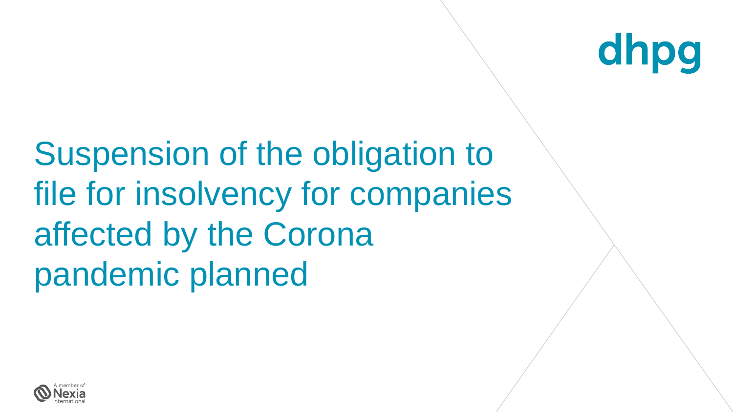# Suspension of the obligation to file for insolvency for companies affected by the Corona pandemic planned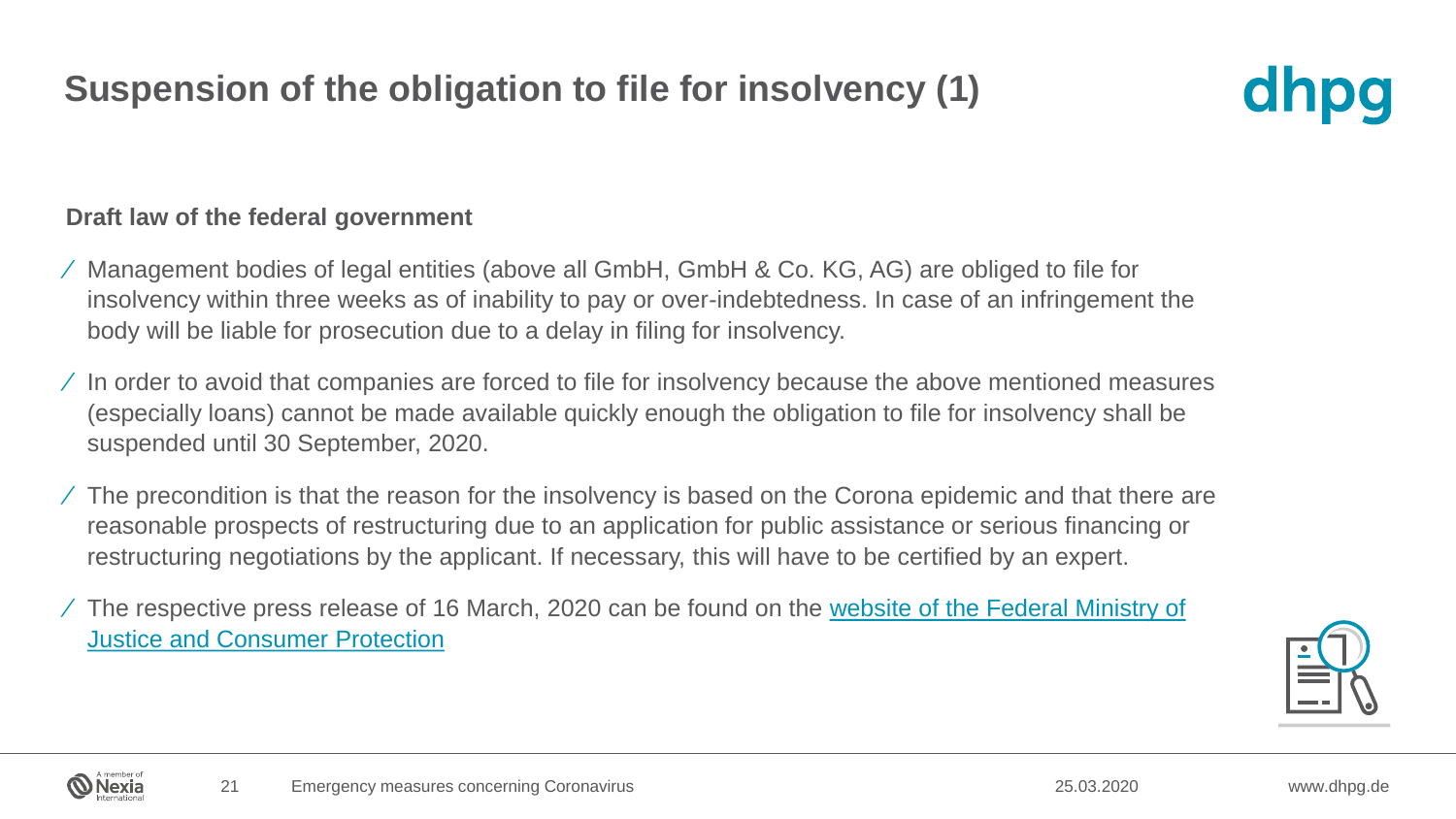# Suspension of the obligation to file for insolvency (1)

**Draft law of the federal government**

- Management bodies of legal entities (above all GmbH, GmbH & Co. KG, AG) are obliged to file for insolvency within three weeks as of inability to pay or over-indebtedness. In case of an infringement the body will be liable for prosecution due to a delay in filing for insolvency.
- In order to avoid that companies are forced to file for insolvency because the above mentioned measures (especially loans) cannot be made available quickly enough the obligation to file for insolvency shall be suspended until 30 September, 2020.
- The precondition is that the reason for the insolvency is based on the Corona epidemic and that there are reasonable prospects of restructuring due to an application for public assistance or serious financing or restructuring negotiations by the applicant. If necessary, this will have to be certified by an expert.
- The respective press release of 16 March, 2020 can be found on the website of the Federal Ministry of Justice and Consumer Protection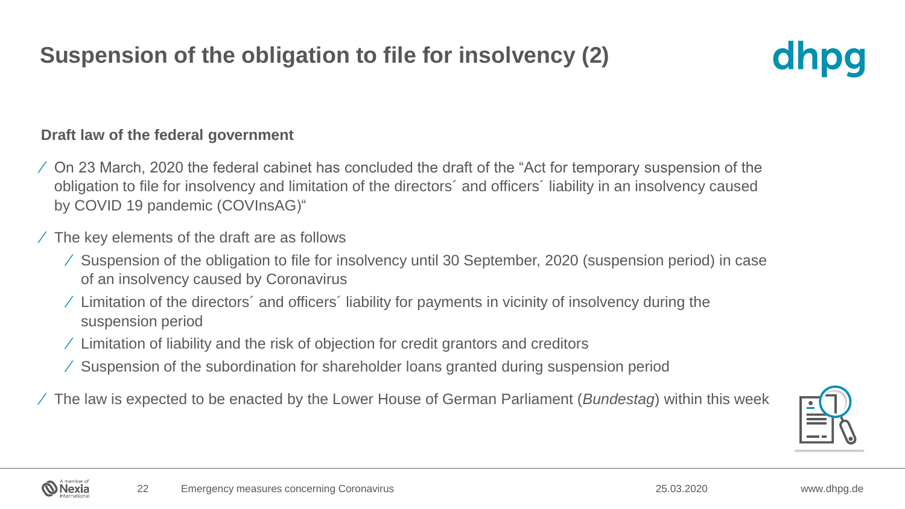# Suspension of the obligation to file for insolvency (2)

**Draft law of the federal government**

- On 23 March, 2020 the federal cabinet has concluded the draft of the "Act for temporary suspension of the obligation to file for insolvency and limitation of the directors´ and officers´ liability in an insolvency caused by COVID 19 pandemic (COVInsAG)"
- The key elements of the draft are as follows
  - Suspension of the obligation to file for insolvency until 30 September, 2020 (suspension period) in case of an insolvency caused by Coronavirus
  - Limitation of the directors´ and officers´ liability for payments in vicinity of insolvency during the suspension period
  - Limitation of liability and the risk of objection for credit grantors and creditors
  - Suspension of the subordination for shareholder loans granted during suspension period
- The law is expected to be enacted by the Lower House of German Parliament (*Bundestag*) within this week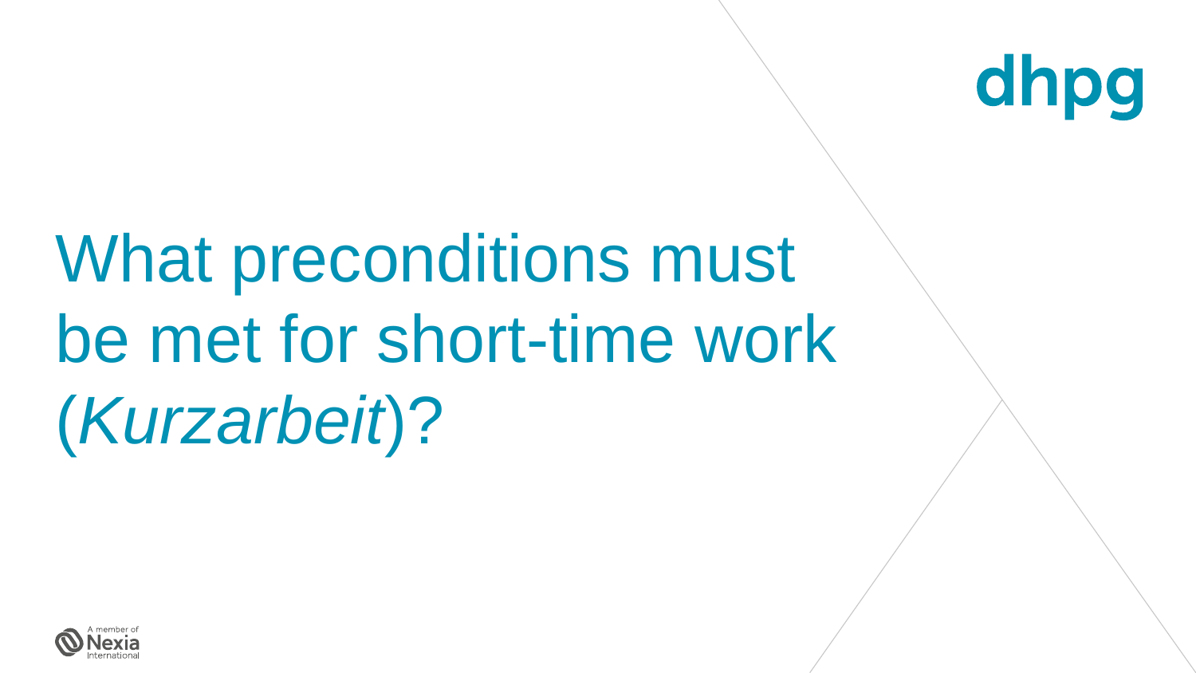# What preconditions must be met for short-time work (*Kurzarbeit*)?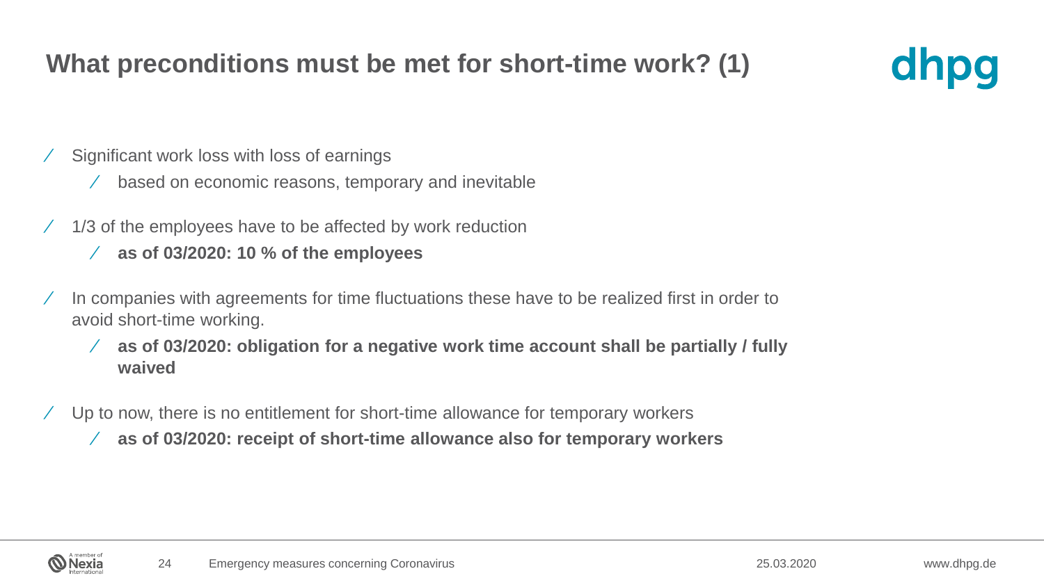# What preconditions must be met for short-time work? (1)

- Significant work loss with loss of earnings
  - based on economic reasons, temporary and inevitable
- 1/3 of the employees have to be affected by work reduction
  - **as of 03/2020: 10 % of the employees**
- In companies with agreements for time fluctuations these have to be realized first in order to avoid short-time working.
  - **as of 03/2020: obligation for a negative work time account shall be partially / fully waived**
- Up to now, there is no entitlement for short-time allowance for temporary workers
  - **as of 03/2020: receipt of short-time allowance also for temporary workers**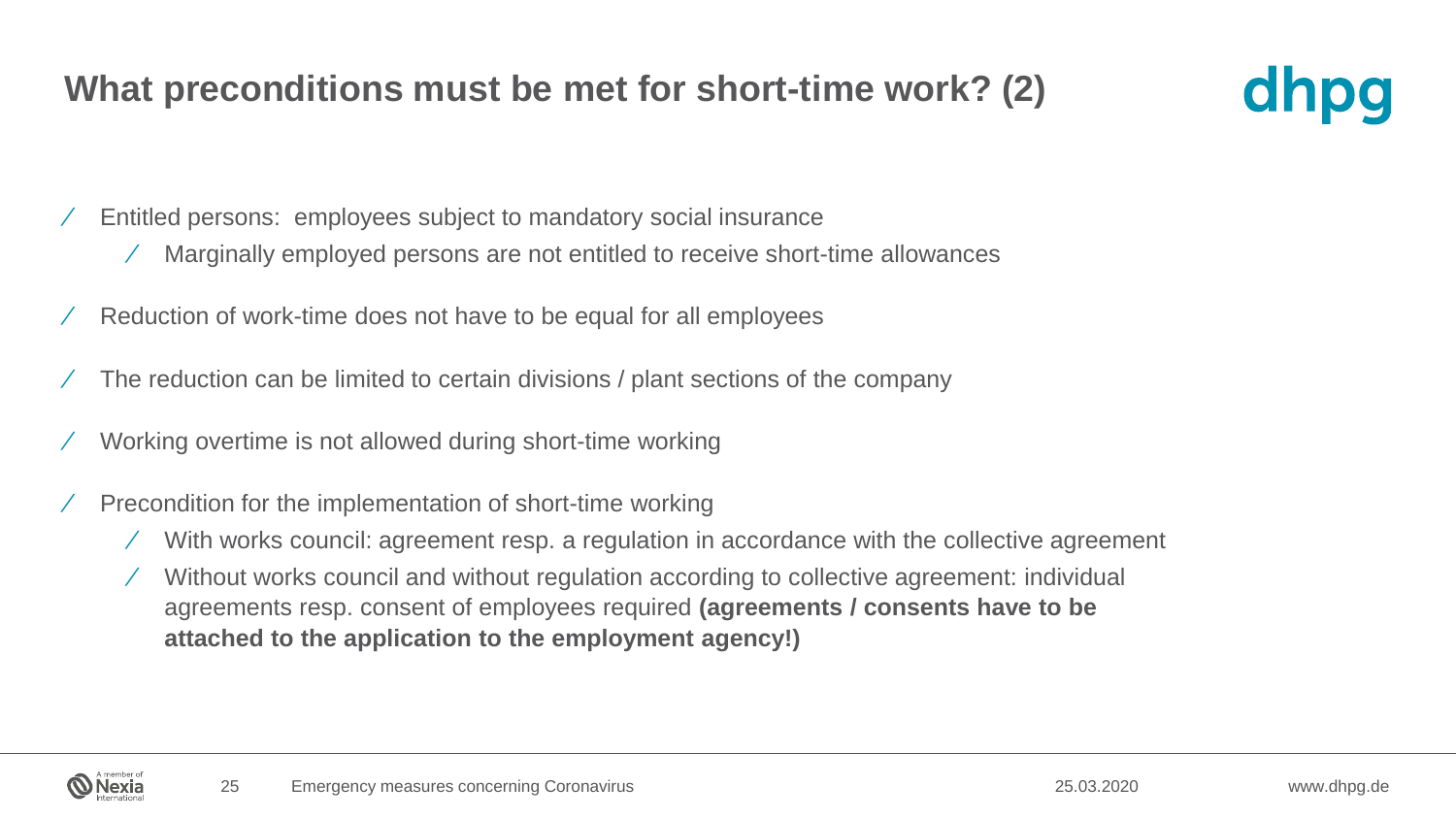## What preconditions must be met for short-time work? (2)

- Entitled persons: employees subject to mandatory social insurance
  - Marginally employed persons are not entitled to receive short-time allowances
- Reduction of work-time does not have to be equal for all employees
- The reduction can be limited to certain divisions / plant sections of the company
- Working overtime is not allowed during short-time working
- Precondition for the implementation of short-time working
  - With works council: agreement resp. a regulation in accordance with the collective agreement
  - Without works council and without regulation according to collective agreement: individual agreements resp. consent of employees required **(agreements / consents have to be attached to the application to the employment agency!)**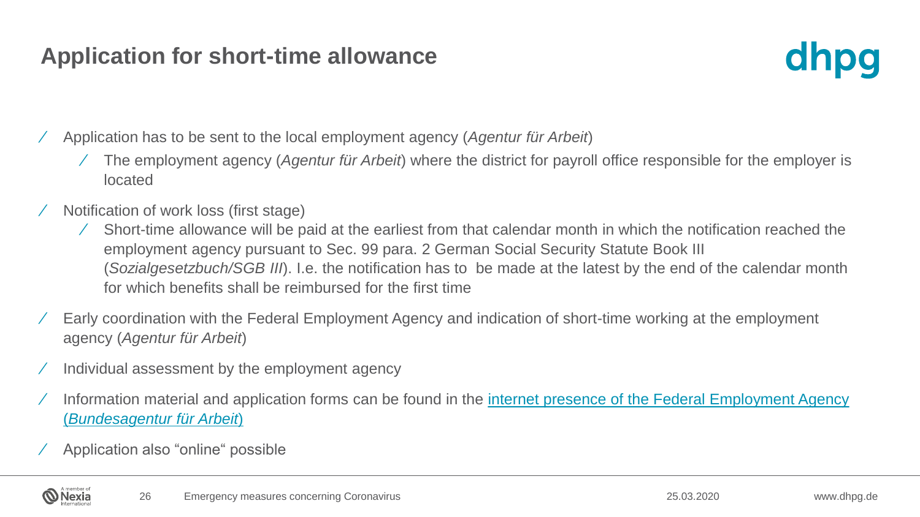# Application for short-time allowance

- Application has to be sent to the local employment agency (*Agentur für Arbeit*)
  - The employment agency (*Agentur für Arbeit*) where the district for payroll office responsible for the employer is located
- Notification of work loss (first stage)
  - Short-time allowance will be paid at the earliest from that calendar month in which the notification reached the employment agency pursuant to Sec. 99 para. 2 German Social Security Statute Book III (*Sozialgesetzbuch/SGB III*). I.e. the notification has to be made at the latest by the end of the calendar month for which benefits shall be reimbursed for the first time
- Early coordination with the Federal Employment Agency and indication of short-time working at the employment agency (*Agentur für Arbeit*)
- Individual assessment by the employment agency
- Information material and application forms can be found in the internet presence of the Federal Employment Agency (*Bundesagentur für Arbeit*)
- Application also "online" possible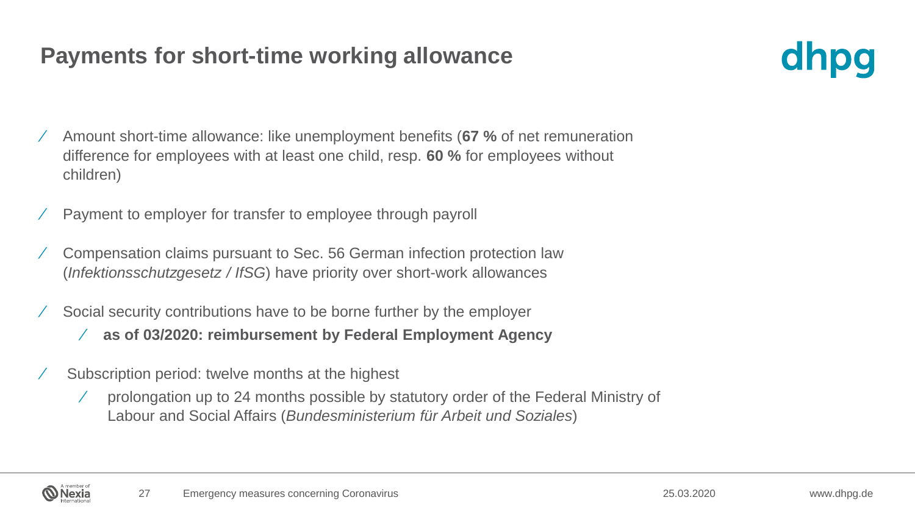# Payments for short-time working allowance

- Amount short-time allowance: like unemployment benefits (**67 %** of net remuneration difference for employees with at least one child, resp. **60 %** for employees without children)
- Payment to employer for transfer to employee through payroll
- Compensation claims pursuant to Sec. 56 German infection protection law (*Infektionsschutzgesetz / IfSG*) have priority over short-work allowances
- Social security contributions have to be borne further by the employer
  - **as of 03/2020: reimbursement by Federal Employment Agency**
- Subscription period: twelve months at the highest
  - prolongation up to 24 months possible by statutory order of the Federal Ministry of Labour and Social Affairs (*Bundesministerium für Arbeit und Soziales*)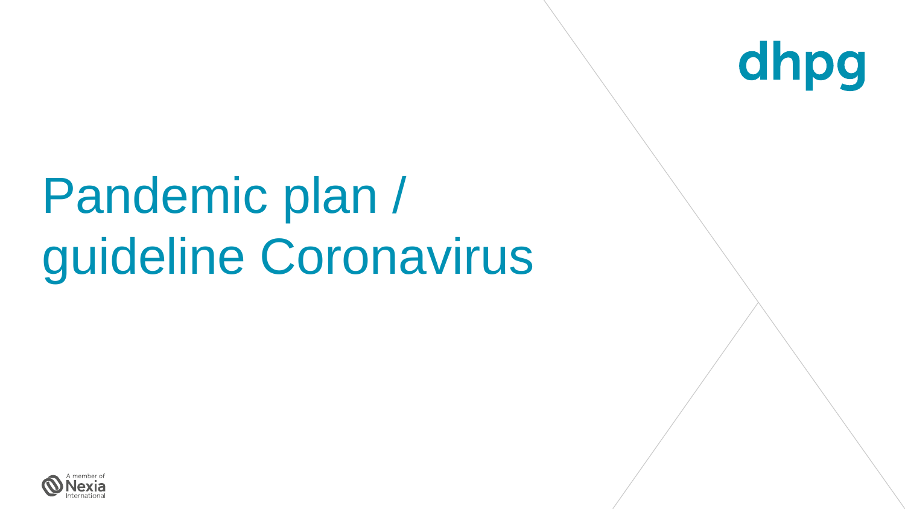dhpg

# Pandemic plan / guideline Coronavirus

A member of Nexia International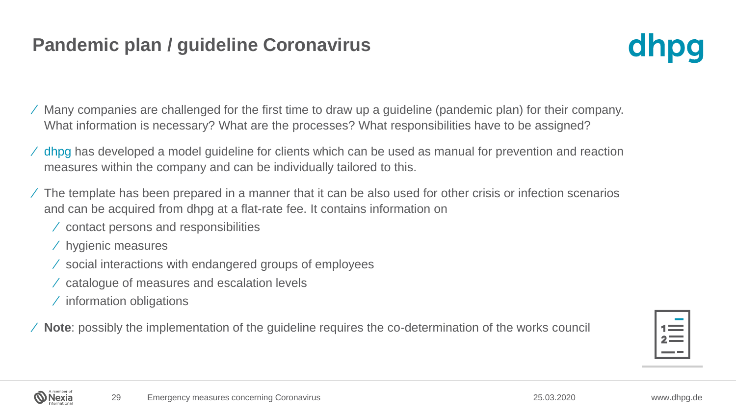# Pandemic plan / guideline Coronavirus

- Many companies are challenged for the first time to draw up a guideline (pandemic plan) for their company. What information is necessary? What are the processes? What responsibilities have to be assigned?
- dhpg has developed a model guideline for clients which can be used as manual for prevention and reaction measures within the company and can be individually tailored to this.
- The template has been prepared in a manner that it can be also used for other crisis or infection scenarios and can be acquired from dhpg at a flat-rate fee. It contains information on
  - contact persons and responsibilities
  - hygienic measures
  - social interactions with endangered groups of employees
  - catalogue of measures and escalation levels
  - information obligations
- **Note**: possibly the implementation of the guideline requires the co-determination of the works council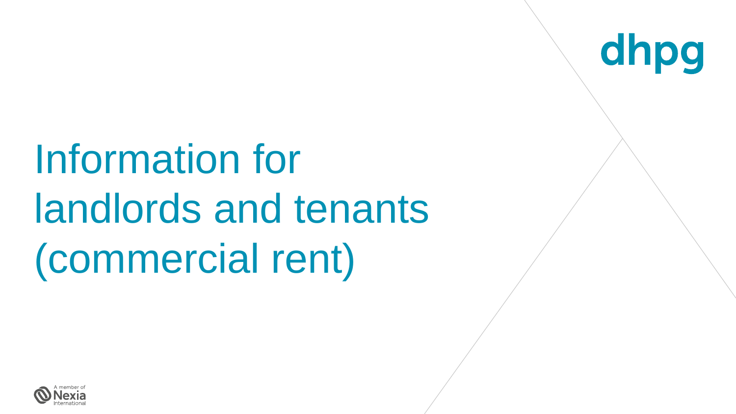# Information for landlords and tenants (commercial rent)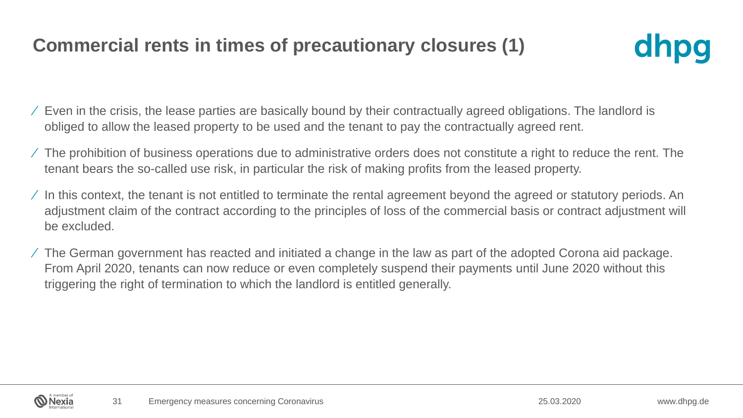# Commercial rents in times of precautionary closures (1)

- Even in the crisis, the lease parties are basically bound by their contractually agreed obligations. The landlord is obliged to allow the leased property to be used and the tenant to pay the contractually agreed rent.
- The prohibition of business operations due to administrative orders does not constitute a right to reduce the rent. The tenant bears the so-called use risk, in particular the risk of making profits from the leased property.
- In this context, the tenant is not entitled to terminate the rental agreement beyond the agreed or statutory periods. An adjustment claim of the contract according to the principles of loss of the commercial basis or contract adjustment will be excluded.
- The German government has reacted and initiated a change in the law as part of the adopted Corona aid package. From April 2020, tenants can now reduce or even completely suspend their payments until June 2020 without this triggering the right of termination to which the landlord is entitled generally.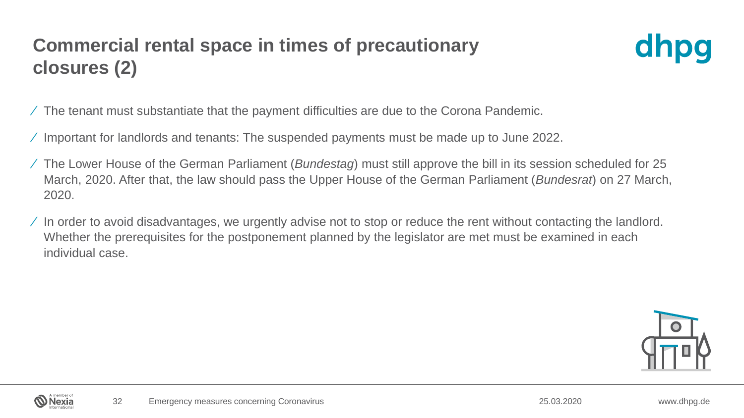# Commercial rental space in times of precautionary closures (2)

- The tenant must substantiate that the payment difficulties are due to the Corona Pandemic.
- Important for landlords and tenants: The suspended payments must be made up to June 2022.
- The Lower House of the German Parliament (*Bundestag*) must still approve the bill in its session scheduled for 25 March, 2020. After that, the law should pass the Upper House of the German Parliament (*Bundesrat*) on 27 March, 2020.
- In order to avoid disadvantages, we urgently advise not to stop or reduce the rent without contacting the landlord. Whether the prerequisites for the postponement planned by the legislator are met must be examined in each individual case.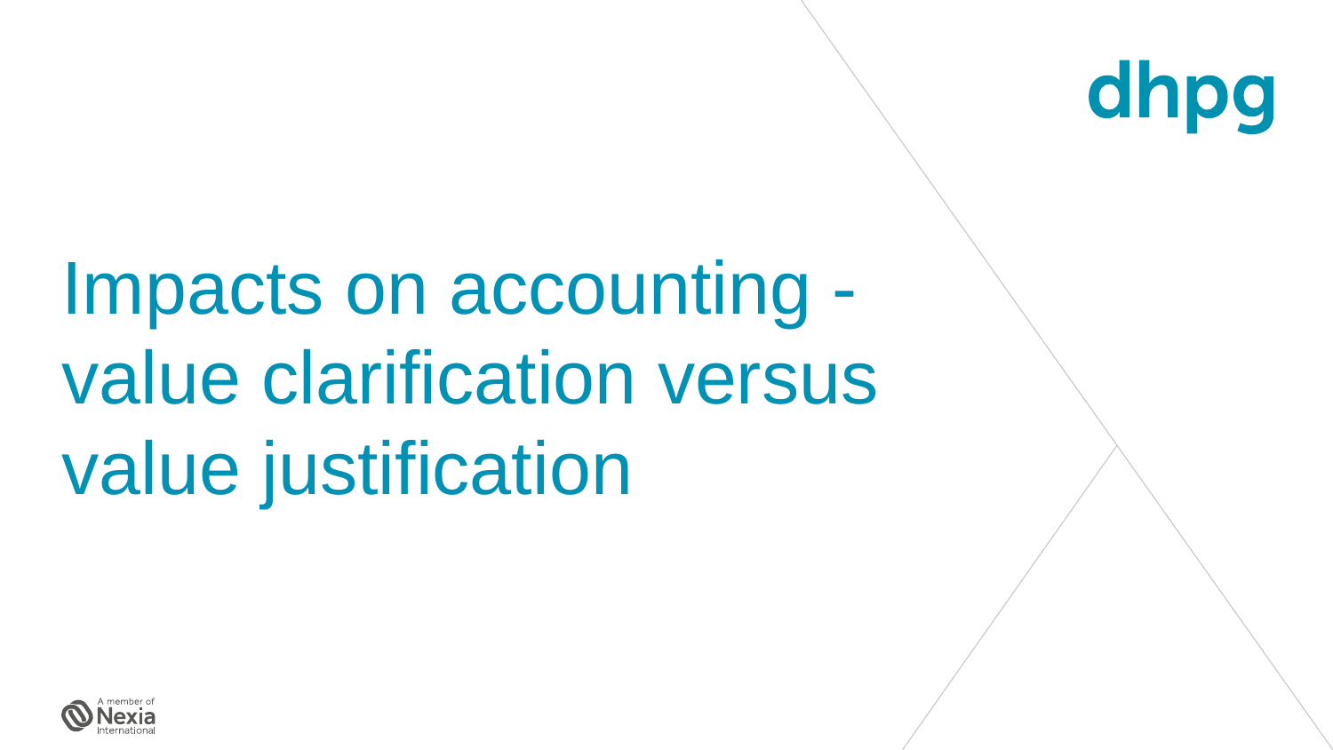# Impacts on accounting - value clarification versus value justification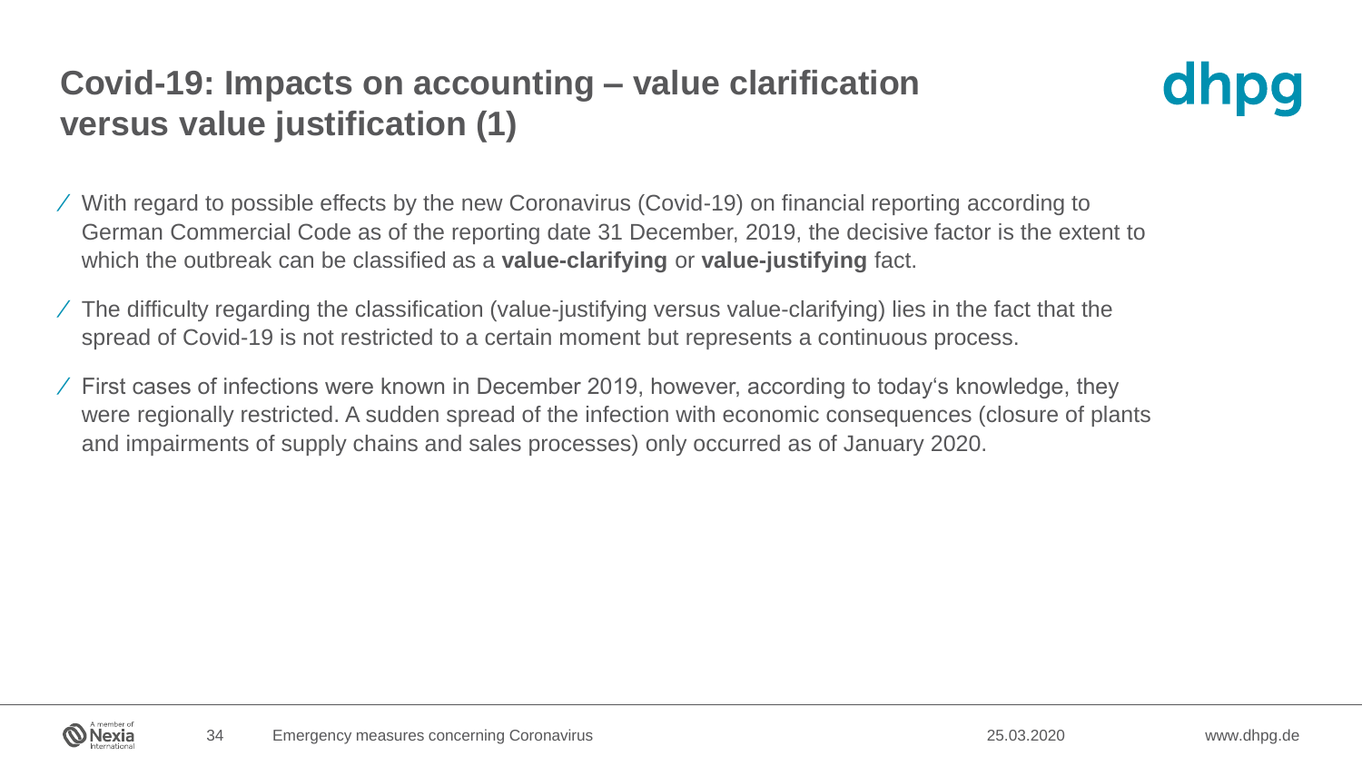# Covid-19: Impacts on accounting – value clarification versus value justification (1)

- With regard to possible effects by the new Coronavirus (Covid-19) on financial reporting according to German Commercial Code as of the reporting date 31 December, 2019, the decisive factor is the extent to which the outbreak can be classified as a **value-clarifying** or **value-justifying** fact.
- The difficulty regarding the classification (value-justifying versus value-clarifying) lies in the fact that the spread of Covid-19 is not restricted to a certain moment but represents a continuous process.
- First cases of infections were known in December 2019, however, according to today‘s knowledge, they were regionally restricted. A sudden spread of the infection with economic consequences (closure of plants and impairments of supply chains and sales processes) only occurred as of January 2020.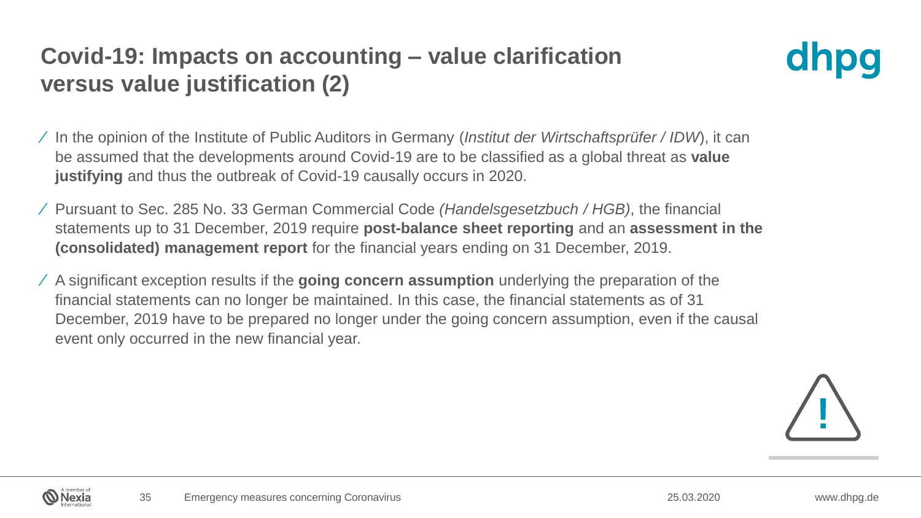# Covid-19: Impacts on accounting – value clarification versus value justification (2)

- In the opinion of the Institute of Public Auditors in Germany (*Institut der Wirtschaftsprüfer / IDW*), it can be assumed that the developments around Covid-19 are to be classified as a global threat as **value justifying** and thus the outbreak of Covid-19 causally occurs in 2020.
- Pursuant to Sec. 285 No. 33 German Commercial Code *(Handelsgesetzbuch / HGB)*, the financial statements up to 31 December, 2019 require **post-balance sheet reporting** and an **assessment in the (consolidated) management report** for the financial years ending on 31 December, 2019.
- A significant exception results if the **going concern assumption** underlying the preparation of the financial statements can no longer be maintained. In this case, the financial statements as of 31 December, 2019 have to be prepared no longer under the going concern assumption, even if the causal event only occurred in the new financial year.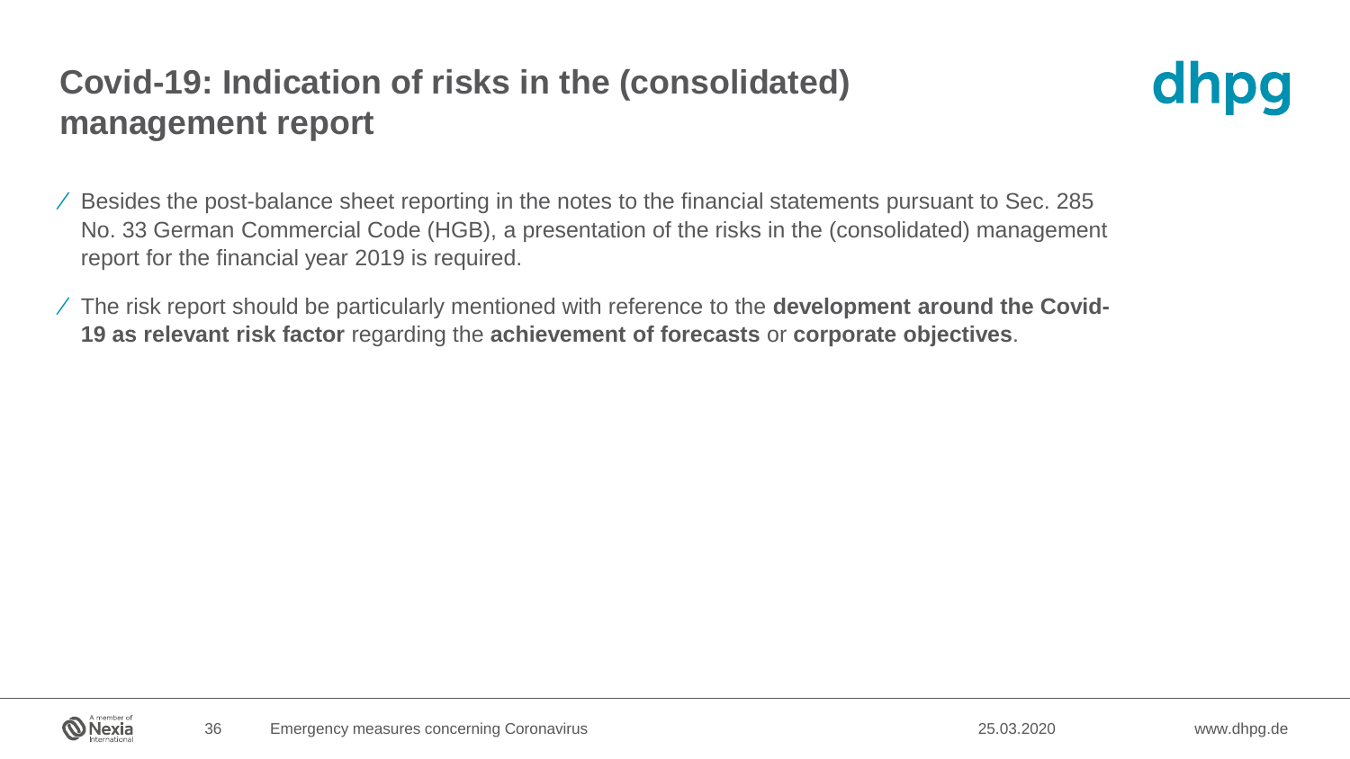# Covid-19: Indication of risks in the (consolidated) management report

- Besides the post-balance sheet reporting in the notes to the financial statements pursuant to Sec. 285 No. 33 German Commercial Code (HGB), a presentation of the risks in the (consolidated) management report for the financial year 2019 is required.
- The risk report should be particularly mentioned with reference to the **development around the Covid-19 as relevant risk factor** regarding the **achievement of forecasts** or **corporate objectives**.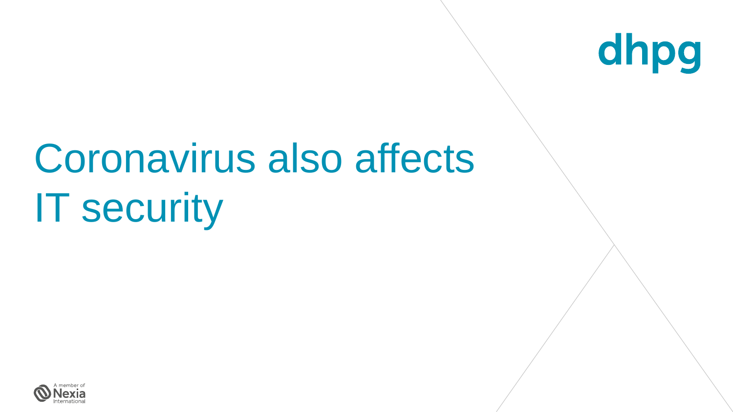# Coronavirus also affects IT security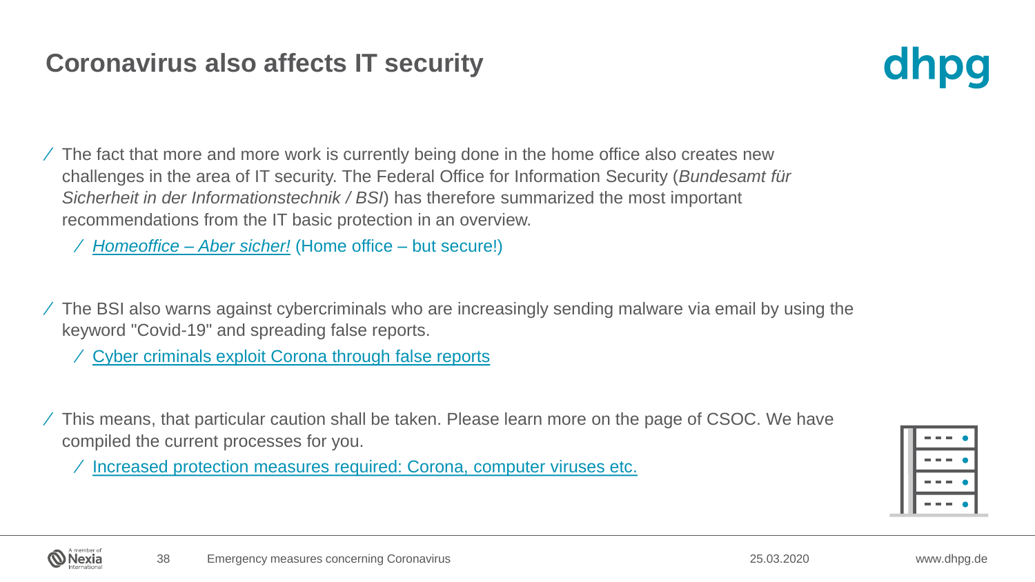# Coronavirus also affects IT security

- The fact that more and more work is currently being done in the home office also creates new challenges in the area of IT security. The Federal Office for Information Security (*Bundesamt für Sicherheit in der Informationstechnik / BSI*) has therefore summarized the most important recommendations from the IT basic protection in an overview.
  - *Homeoffice – Aber sicher!* (Home office – but secure!)

- The BSI also warns against cybercriminals who are increasingly sending malware via email by using the keyword "Covid-19" and spreading false reports.
  - Cyber criminals exploit Corona through false reports

- This means, that particular caution shall be taken. Please learn more on the page of CSOC. We have compiled the current processes for you.
  - Increased protection measures required: Corona, computer viruses etc.